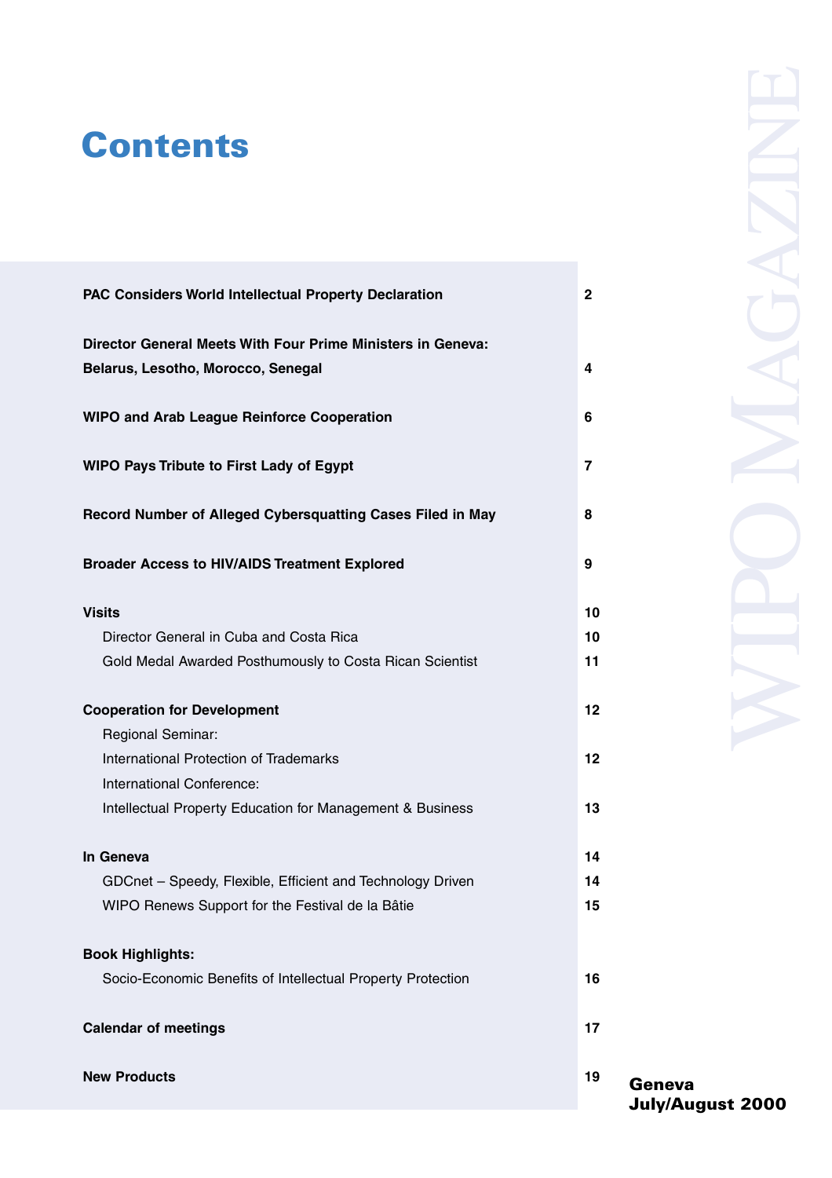# Contents

| | |
|---|---|
| **PAC Considers World Intellectual Property Declaration** | **2** |
| **Director General Meets With Four Prime Ministers in Geneva: Belarus, Lesotho, Morocco, Senegal** | **4** |
| **WIPO and Arab League Reinforce Cooperation** | **6** |
| **WIPO Pays Tribute to First Lady of Egypt** | **7** |
| **Record Number of Alleged Cybersquatting Cases Filed in May** | **8** |
| **Broader Access to HIV/AIDS Treatment Explored** | **9** |
| **Visits** | **10** |
| Director General in Cuba and Costa Rica | **10** |
| Gold Medal Awarded Posthumously to Costa Rican Scientist | **11** |
| **Cooperation for Development** | **12** |
| Regional Seminar: International Protection of Trademarks | **12** |
| International Conference: Intellectual Property Education for Management & Business | **13** |
| **In Geneva** | **14** |
| GDCnet – Speedy, Flexible, Efficient and Technology Driven | **14** |
| WIPO Renews Support for the Festival de la Bâtie | **15** |
| **Book Highlights:** Socio-Economic Benefits of Intellectual Property Protection | **16** |
| **Calendar of meetings** | **17** |
| **New Products** | **19** |

WIPO MAGAZINE

**Geneva**
**July/August 2000**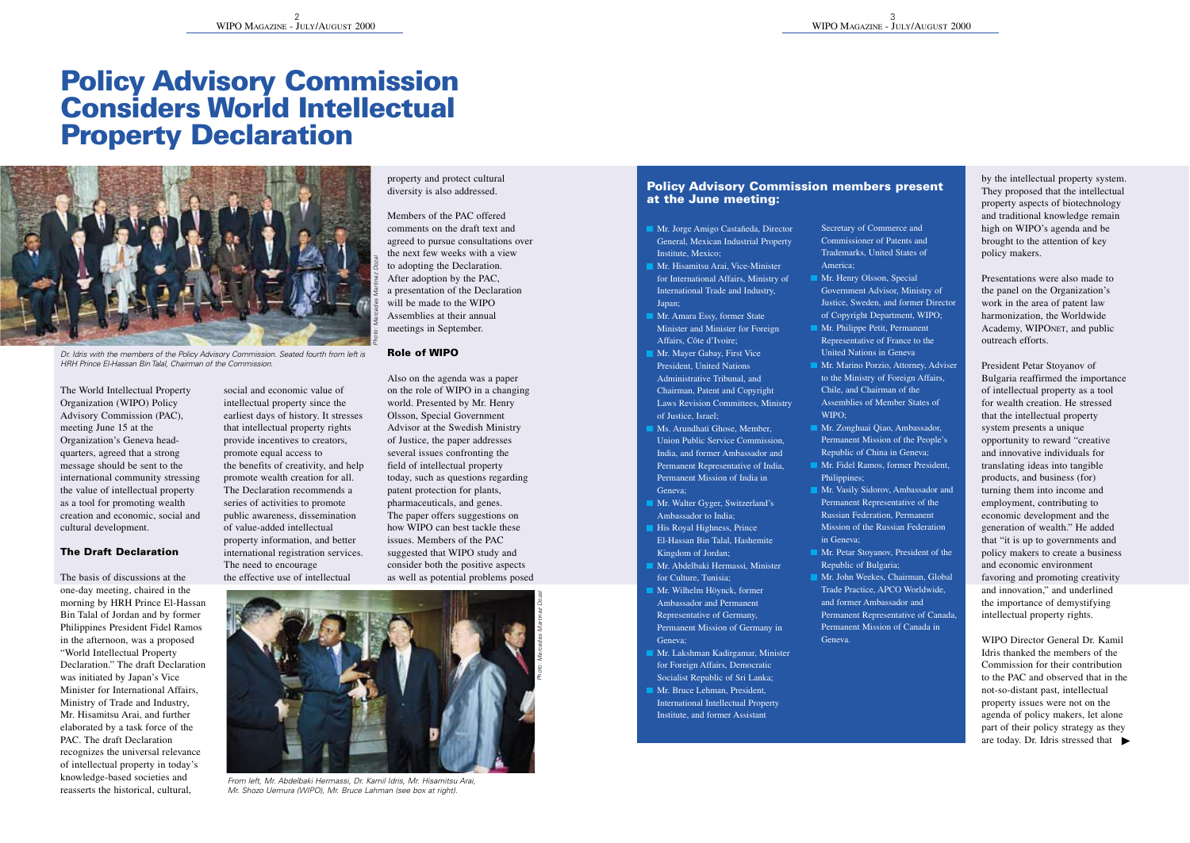# Policy Advisory Commission Considers World Intellectual Property Declaration

*Dr. Idris with the members of the Policy Advisory Commission. Seated fourth from left is HRH Prince El-Hassan Bin Talal, Chairman of the Commission.*

The World Intellectual Property Organization (WIPO) Policy Advisory Commission (PAC), meeting June 15 at the Organization's Geneva headquarters, agreed that a strong message should be sent to the international community stressing the value of intellectual property as a tool for promoting wealth creation and economic, social and cultural development.

## The Draft Declaration

The basis of discussions at the one-day meeting, chaired in the morning by HRH Prince El-Hassan Bin Talal of Jordan and by former Philippines President Fidel Ramos in the afternoon, was a proposed "World Intellectual Property Declaration." The draft Declaration was initiated by Japan's Vice Minister for International Affairs, Ministry of Trade and Industry, Mr. Hisamitsu Arai, and further elaborated by a task force of the PAC. The draft Declaration recognizes the universal relevance of intellectual property in today's knowledge-based societies and reasserts the historical, cultural, social and economic value of intellectual property since the earliest days of history. It stresses that intellectual property rights provide incentives to creators, promote equal access to the benefits of creativity, and help promote wealth creation for all. The Declaration recommends a series of activities to promote public awareness, dissemination of value-added intellectual property information, and better international registration services. The need to encourage the effective use of intellectual property and protect cultural diversity is also addressed.

Members of the PAC offered comments on the draft text and agreed to pursue consultations over the next few weeks with a view to adopting the Declaration. After adoption by the PAC, a presentation of the Declaration will be made to the WIPO Assemblies at their annual meetings in September.

## Role of WIPO

Also on the agenda was a paper on the role of WIPO in a changing world. Presented by Mr. Henry Olsson, Special Government Advisor at the Swedish Ministry of Justice, the paper addresses several issues confronting the field of intellectual property today, such as questions regarding patent protection for plants, pharmaceuticals, and genes. The paper offers suggestions on how WIPO can best tackle these issues. Members of the PAC suggested that WIPO study and consider both the positive aspects as well as potential problems posed by the intellectual property system. They proposed that the intellectual property aspects of biotechnology and traditional knowledge remain high on WIPO's agenda and be brought to the attention of key policy makers.

*From left, Mr. Abdelbaki Hermassi, Dr. Kamil Idris, Mr. Hisamitsu Arai, Mr. Shozo Uemura (WIPO), Mr. Bruce Lahman (see box at right).*

Presentations were also made to the panel on the Organization's work in the area of patent law harmonization, the Worldwide Academy, WIPONET, and public outreach efforts.

President Petar Stoyanov of Bulgaria reaffirmed the importance of intellectual property as a tool for wealth creation. He stressed that the intellectual property system presents a unique opportunity to reward "creative and innovative individuals for translating ideas into tangible products, and business (for) turning them into income and employment, contributing to economic development and the generation of wealth." He added that "it is up to governments and policy makers to create a business and economic environment favoring and promoting creativity and innovation," and underlined the importance of demystifying intellectual property rights.

WIPO Director General Dr. Kamil Idris thanked the members of the Commission for their contribution to the PAC and observed that in the not-so-distant past, intellectual property issues were not on the agenda of policy makers, let alone part of their policy strategy as they are today. Dr. Idris stressed that ▶

### Policy Advisory Commission members present at the June meeting:

- Mr. Jorge Amigo Castañeda, Director General, Mexican Industrial Property Institute, Mexico;
- Mr. Hisamitsu Arai, Vice-Minister for International Affairs, Ministry of International Trade and Industry, Japan;
- Mr. Amara Essy, former State Minister and Minister for Foreign Affairs, Côte d'Ivoire;
- Mr. Mayer Gabay, First Vice President, United Nations Administrative Tribunal, and Chairman, Patent and Copyright Laws Revision Committees, Ministry of Justice, Israel;
- Ms. Arundhati Ghose, Member, Union Public Service Commission, India, and former Ambassador and Permanent Representative of India, Permanent Mission of India in Geneva;
- Mr. Walter Gyger, Switzerland's Ambassador to India;
- His Royal Highness, Prince El-Hassan Bin Talal, Hashemite Kingdom of Jordan;
- Mr. Abdelbaki Hermassi, Minister for Culture, Tunisia;
- Mr. Wilhelm Höynck, former Ambassador and Permanent Representative of Germany, Permanent Mission of Germany in Geneva;
- Mr. Lakshman Kadirgamar, Minister for Foreign Affairs, Democratic Socialist Republic of Sri Lanka;
- Mr. Bruce Lehman, President, International Intellectual Property Institute, and former Assistant Secretary of Commerce and Commissioner of Patents and Trademarks, United States of America;
- Mr. Henry Olsson, Special Government Advisor, Ministry of Justice, Sweden, and former Director of Copyright Department, WIPO;
- Mr. Philippe Petit, Permanent Representative of France to the United Nations in Geneva
- Mr. Marino Porzio, Attorney, Adviser to the Ministry of Foreign Affairs, Chile, and Chairman of the Assemblies of Member States of WIPO;
- Mr. Zonghuai Qiao, Ambassador, Permanent Mission of the People's Republic of China in Geneva;
- Mr. Fidel Ramos, former President, Philippines;
- Mr. Vasily Sidorov, Ambassador and Permanent Representative of the Russian Federation, Permanent Mission of the Russian Federation in Geneva;
- Mr. Petar Stoyanov, President of the Republic of Bulgaria;
- Mr. John Weekes, Chairman, Global Trade Practice, APCO Worldwide, and former Ambassador and Permanent Representative of Canada, Permanent Mission of Canada in Geneva.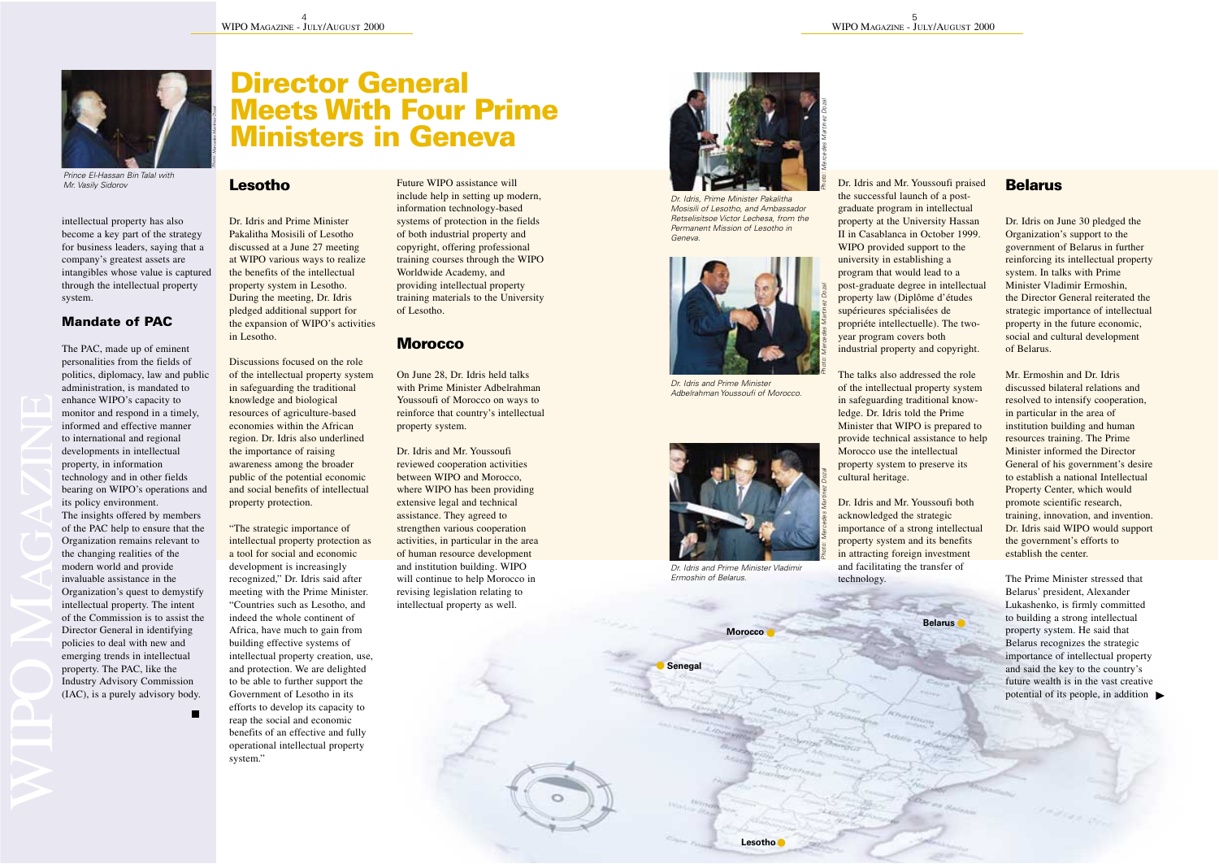Prince El-Hassan Bin Talal with Mr. Vasily Sidorov

intellectual property has also become a key part of the strategy for business leaders, saying that a company's greatest assets are intangibles whose value is captured through the intellectual property system.

### Mandate of PAC

The PAC, made up of eminent personalities from the fields of politics, diplomacy, law and public administration, is mandated to enhance WIPO's capacity to monitor and respond in a timely, informed and effective manner to international and regional developments in intellectual property, in information technology and in other fields bearing on WIPO's operations and its policy environment.
The insights offered by members of the PAC help to ensure that the Organization remains relevant to the changing realities of the modern world and provide invaluable assistance in the Organization's quest to demystify intellectual property. The intent of the Commission is to assist the Director General in identifying policies to deal with new and emerging trends in intellectual property. The PAC, like the Industry Advisory Commission (IAC), is a purely advisory body.

# Director General Meets With Four Prime Ministers in Geneva

## Lesotho

Dr. Idris and Prime Minister Pakalitha Mosisili of Lesotho discussed at a June 27 meeting at WIPO various ways to realize the benefits of the intellectual property system in Lesotho. During the meeting, Dr. Idris pledged additional support for the expansion of WIPO's activities in Lesotho.

Discussions focused on the role of the intellectual property system in safeguarding the traditional knowledge and biological resources of agriculture-based economies within the African region. Dr. Idris also underlined the importance of raising awareness among the broader public of the potential economic and social benefits of intellectual property protection.

"The strategic importance of intellectual property protection as a tool for social and economic development is increasingly recognized," Dr. Idris said after meeting with the Prime Minister. "Countries such as Lesotho, and indeed the whole continent of Africa, have much to gain from building effective systems of intellectual property creation, use, and protection. We are delighted to be able to further support the Government of Lesotho in its efforts to develop its capacity to reap the social and economic benefits of an effective and fully operational intellectual property system."

Future WIPO assistance will include help in setting up modern, information technology-based systems of protection in the fields of both industrial property and copyright, offering professional training courses through the WIPO Worldwide Academy, and providing intellectual property training materials to the University of Lesotho.

## Morocco

On June 28, Dr. Idris held talks with Prime Minister Adbelrahman Youssoufi of Morocco on ways to reinforce that country's intellectual property system.

Dr. Idris and Mr. Youssoufi reviewed cooperation activities between WIPO and Morocco, where WIPO has been providing extensive legal and technical assistance. They agreed to strengthen various cooperation activities, in particular in the area of human resource development and institution building. WIPO will continue to help Morocco in revising legislation relating to intellectual property as well.

Dr. Idris, Prime Minister Pakalitha Mosisili of Lesotho, and Ambassador Retselisitsoe Victor Lechesa, from the Permanent Mission of Lesotho in Geneva.

Dr. Idris and Prime Minister Adbelrahman Youssoufi of Morocco.

Dr. Idris and Prime Minister Vladimir Ermoshin of Belarus.

Dr. Idris and Mr. Youssoufi praised the successful launch of a post-graduate program in intellectual property at the University Hassan II in Casablanca in October 1999. WIPO provided support to the university in establishing a program that would lead to a post-graduate degree in intellectual property law (Diplôme d'études supérieures spécialisées de propriéte intellectuelle). The two-year program covers both industrial property and copyright.

The talks also addressed the role of the intellectual property system in safeguarding traditional knowledge. Dr. Idris told the Prime Minister that WIPO is prepared to provide technical assistance to help Morocco use the intellectual property system to preserve its cultural heritage.

Dr. Idris and Mr. Youssoufi both acknowledged the strategic importance of a strong intellectual property system and its benefits in attracting foreign investment and facilitating the transfer of technology.

## Belarus

Dr. Idris on June 30 pledged the Organization's support to the government of Belarus in further reinforcing its intellectual property system. In talks with Prime Minister Vladimir Ermoshin, the Director General reiterated the strategic importance of intellectual property in the future economic, social and cultural development of Belarus.

Mr. Ermoshin and Dr. Idris discussed bilateral relations and resolved to intensify cooperation, in particular in the area of institution building and human resources training. The Prime Minister informed the Director General of his government's desire to establish a national Intellectual Property Center, which would promote scientific research, training, innovation, and invention. Dr. Idris said WIPO would support the government's efforts to establish the center.

The Prime Minister stressed that Belarus' president, Alexander Lukashenko, is firmly committed to building a strong intellectual property system. He said that Belarus recognizes the strategic importance of intellectual property and said the key to the country's future wealth is in the vast creative potential of its people, in addition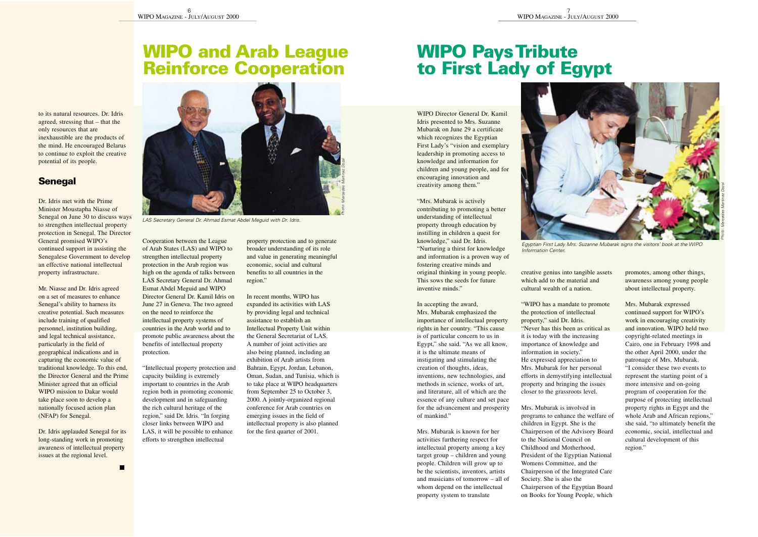to its natural resources. Dr. Idris agreed, stressing that – that the only resources that are inexhaustible are the products of the mind. He encouraged Belarus to continue to exploit the creative potential of its people.

### Senegal

Dr. Idris met with the Prime Minister Moustapha Niasse of Senegal on June 30 to discuss ways to strengthen intellectual property protection in Senegal. The Director General promised WIPO's continued support in assisting the Senegalese Government to develop an effective national intellectual property infrastructure.

Mr. Niasse and Dr. Idris agreed on a set of measures to enhance Senegal's ability to harness its creative potential. Such measures include training of qualified personnel, institution building, and legal technical assistance, particularly in the field of geographical indications and in capturing the economic value of traditional knowledge. To this end, the Director General and the Prime Minister agreed that an official WIPO mission to Dakar would take place soon to develop a nationally focused action plan (NFAP) for Senegal.

Dr. Idris applauded Senegal for its long-standing work in promoting awareness of intellectual property issues at the regional level.

# WIPO and Arab League Reinforce Cooperation

*LAS Secretary General Dr. Ahmad Esmat Abdel Meguid with Dr. Idris.*

*Photo: Mercedes Martinez Dozal*

Cooperation between the League of Arab States (LAS) and WIPO to strengthen intellectual property protection in the Arab region was high on the agenda of talks between LAS Secretary General Dr. Ahmad Esmat Abdel Meguid and WIPO Director General Dr. Kamil Idris on June 27 in Geneva. The two agreed on the need to reinforce the intellectual property systems of countries in the Arab world and to promote public awareness about the benefits of intellectual property protection.

"Intellectual property protection and capacity building is extremely important to countries in the Arab region both in promoting economic development and in safeguarding the rich cultural heritage of the region," said Dr. Idris. "In forging closer links between WIPO and LAS, it will be possible to enhance efforts to strengthen intellectual property protection and to generate broader understanding of its role and value in generating meaningful economic, social and cultural benefits to all countries in the region."

In recent months, WIPO has expanded its activities with LAS by providing legal and technical assistance to establish an Intellectual Property Unit within the General Secretariat of LAS. A number of joint activities are also being planned, including an exhibition of Arab artists from Bahrain, Egypt, Jordan, Lebanon, Oman, Sudan, and Tunisia, which is to take place at WIPO headquarters from September 25 to October 3, 2000. A jointly-organized regional conference for Arab countries on emerging issues in the field of intellectual property is also planned for the first quarter of 2001.

# WIPO Pays Tribute to First Lady of Egypt

WIPO Director General Dr. Kamil Idris presented to Mrs. Suzanne Mubarak on June 29 a certificate which recognizes the Egyptian First Lady's "vision and exemplary leadership in promoting access to knowledge and information for children and young people, and for encouraging innovation and creativity among them."

"Mrs. Mubarak is actively contributing to promoting a better understanding of intellectual property through education by instilling in children a quest for knowledge," said Dr. Idris. "Nurturing a thirst for knowledge and information is a proven way of fostering creative minds and original thinking in young people. This sows the seeds for future inventive minds."

In accepting the award, Mrs. Mubarak emphasized the importance of intellectual property rights in her country. "This cause is of particular concern to us in Egypt," she said. "As we all know, it is the ultimate means of instigating and stimulating the creation of thoughts, ideas, inventions, new technologies, and methods in science, works of art, and literature, all of which are the essence of any culture and set pace for the advancement and prosperity of mankind."

Mrs. Mubarak is known for her activities furthering respect for intellectual property among a key target group – children and young people. Children will grow up to be the scientists, inventors, artists and musicians of tomorrow – all of whom depend on the intellectual property system to translate creative genius into tangible assets which add to the material and cultural wealth of a nation.

*Egyptian First Lady Mrs. Suzanne Mubarak signs the visitors' book at the WIPO Information Center.*

*Photo: Mercedes Martinez Dozal*

"WIPO has a mandate to promote the protection of intellectual property," said Dr. Idris. "Never has this been as critical as it is today with the increasing importance of knowledge and information in society." He expressed appreciation to Mrs. Mubarak for her personal efforts in demystifying intellectual property and bringing the issues closer to the grassroots level.

Mrs. Mubarak is involved in programs to enhance the welfare of children in Egypt. She is the Chairperson of the Advisory Board to the National Council on Childhood and Motherhood, President of the Egyptian National Womens Committee, and the Chairperson of the Integrated Care Society. She is also the Chairperson of the Egyptian Board on Books for Young People, which promotes, among other things, awareness among young people about intellectual property.

Mrs. Mubarak expressed continued support for WIPO's work in encouraging creativity and innovation. WIPO held two copyright-related meetings in Cairo, one in February 1998 and the other April 2000, under the patronage of Mrs. Mubarak. "I consider these two events to represent the starting point of a more intensive and on-going program of cooperation for the purpose of protecting intellectual property rights in Egypt and the whole Arab and African regions," she said, "to ultimately benefit the economic, social, intellectual and cultural development of this region."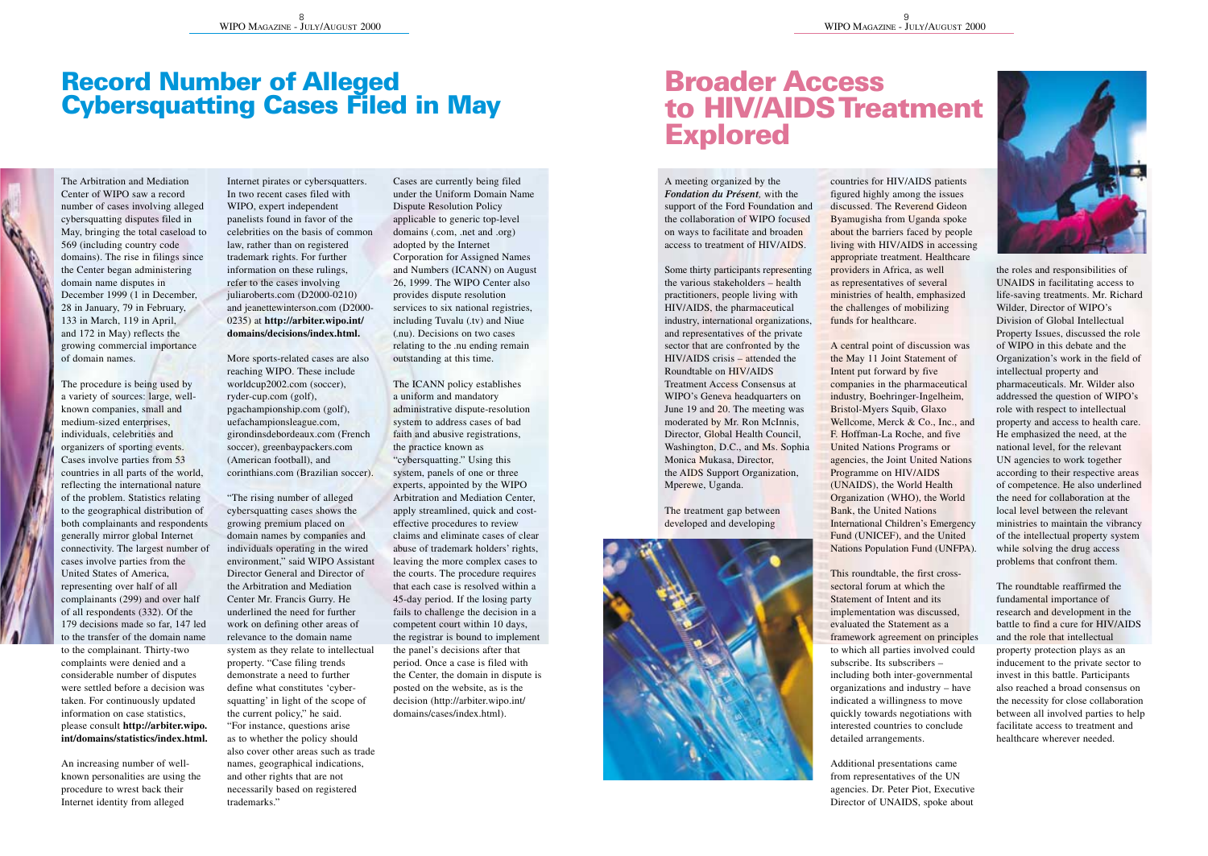# Record Number of Alleged Cybersquatting Cases Filed in May

The Arbitration and Mediation Center of WIPO saw a record number of cases involving alleged cybersquatting disputes filed in May, bringing the total caseload to 569 (including country code domains). The rise in filings since the Center began administering domain name disputes in December 1999 (1 in December, 28 in January, 79 in February, 133 in March, 119 in April, and 172 in May) reflects the growing commercial importance of domain names.

The procedure is being used by a variety of sources: large, well-known companies, small and medium-sized enterprises, individuals, celebrities and organizers of sporting events. Cases involve parties from 53 countries in all parts of the world, reflecting the international nature of the problem. Statistics relating to the geographical distribution of both complainants and respondents generally mirror global Internet connectivity. The largest number of cases involve parties from the United States of America, representing over half of all complainants (299) and over half of all respondents (332). Of the 179 decisions made so far, 147 led to the transfer of the domain name to the complainant. Thirty-two complaints were denied and a considerable number of disputes were settled before a decision was taken. For continuously updated information on case statistics, please consult **http://arbiter.wipo.int/domains/statistics/index.html.**

An increasing number of well-known personalities are using the procedure to wrest back their Internet identity from alleged Internet pirates or cybersquatters. In two recent cases filed with WIPO, expert independent panelists found in favor of the celebrities on the basis of common law, rather than on registered trademark rights. For further information on these rulings, refer to the cases involving juliaroberts.com (D2000-0210) and jeanettewinterson.com (D2000-0235) at **http://arbiter.wipo.int/domains/decisions/index.html.**

More sports-related cases are also reaching WIPO. These include worldcup2002.com (soccer), ryder-cup.com (golf), pgachampionship.com (golf), uefachampionsleague.com, girondinsdebordeaux.com (French soccer), greenbaypackers.com (American football), and corinthians.com (Brazilian soccer).

"The rising number of alleged cybersquatting cases shows the growing premium placed on domain names by companies and individuals operating in the wired environment," said WIPO Assistant Director General and Director of the Arbitration and Mediation Center Mr. Francis Gurry. He underlined the need for further work on defining other areas of relevance to the domain name system as they relate to intellectual property. "Case filing trends demonstrate a need to further define what constitutes 'cyber-squatting' in light of the scope of the current policy," he said. "For instance, questions arise as to whether the policy should also cover other areas such as trade names, geographical indications, and other rights that are not necessarily based on registered trademarks."

Cases are currently being filed under the Uniform Domain Name Dispute Resolution Policy applicable to generic top-level domains (.com, .net and .org) adopted by the Internet Corporation for Assigned Names and Numbers (ICANN) on August 26, 1999. The WIPO Center also provides dispute resolution services to six national registries, including Tuvalu (.tv) and Niue (.nu). Decisions on two cases relating to the .nu ending remain outstanding at this time.

The ICANN policy establishes a uniform and mandatory administrative dispute-resolution system to address cases of bad faith and abusive registrations, the practice known as "cybersquatting." Using this system, panels of one or three experts, appointed by the WIPO Arbitration and Mediation Center, apply streamlined, quick and cost-effective procedures to review claims and eliminate cases of clear abuse of trademark holders' rights, leaving the more complex cases to the courts. The procedure requires that each case is resolved within a 45-day period. If the losing party fails to challenge the decision in a competent court within 10 days, the registrar is bound to implement the panel's decisions after that period. Once a case is filed with the Center, the domain in dispute is posted on the website, as is the decision (http://arbiter.wipo.int/domains/cases/index.html).

# Broader Access to HIV/AIDS Treatment Explored

A meeting organized by the ***Fondation du Présent***, with the support of the Ford Foundation and the collaboration of WIPO focused on ways to facilitate and broaden access to treatment of HIV/AIDS.

Some thirty participants representing the various stakeholders – health practitioners, people living with HIV/AIDS, the pharmaceutical industry, international organizations, and representatives of the private sector that are confronted by the HIV/AIDS crisis – attended the Roundtable on HIV/AIDS Treatment Access Consensus at WIPO's Geneva headquarters on June 19 and 20. The meeting was moderated by Mr. Ron McInnis, Director, Global Health Council, Washington, D.C., and Ms. Sophia Monica Mukasa, Director, the AIDS Support Organization, Mperewe, Uganda.

The treatment gap between developed and developing countries for HIV/AIDS patients figured highly among the issues discussed. The Reverend Gideon Byamugisha from Uganda spoke about the barriers faced by people living with HIV/AIDS in accessing appropriate treatment. Healthcare providers in Africa, as well as representatives of several ministries of health, emphasized the challenges of mobilizing funds for healthcare.

A central point of discussion was the May 11 Joint Statement of Intent put forward by five companies in the pharmaceutical industry, Boehringer-Ingelheim, Bristol-Myers Squib, Glaxo Wellcome, Merck & Co., Inc., and F. Hoffman-La Roche, and five United Nations Programs or agencies, the Joint United Nations Programme on HIV/AIDS (UNAIDS), the World Health Organization (WHO), the World Bank, the United Nations International Children's Emergency Fund (UNICEF), and the United Nations Population Fund (UNFPA).

This roundtable, the first cross-sectoral forum at which the Statement of Intent and its implementation was discussed, evaluated the Statement as a framework agreement on principles to which all parties involved could subscribe. Its subscribers – including both inter-governmental organizations and industry – have indicated a willingness to move quickly towards negotiations with interested countries to conclude detailed arrangements.

Additional presentations came from representatives of the UN agencies. Dr. Peter Piot, Executive Director of UNAIDS, spoke about the roles and responsibilities of UNAIDS in facilitating access to life-saving treatments. Mr. Richard Wilder, Director of WIPO's Division of Global Intellectual Property Issues, discussed the role of WIPO in this debate and the Organization's work in the field of intellectual property and pharmaceuticals. Mr. Wilder also addressed the question of WIPO's role with respect to intellectual property and access to health care. He emphasized the need, at the national level, for the relevant UN agencies to work together according to their respective areas of competence. He also underlined the need for collaboration at the local level between the relevant ministries to maintain the vibrancy of the intellectual property system while solving the drug access problems that confront them.

The roundtable reaffirmed the fundamental importance of research and development in the battle to find a cure for HIV/AIDS and the role that intellectual property protection plays as an inducement to the private sector to invest in this battle. Participants also reached a broad consensus on the necessity for close collaboration between all involved parties to help facilitate access to treatment and healthcare wherever needed.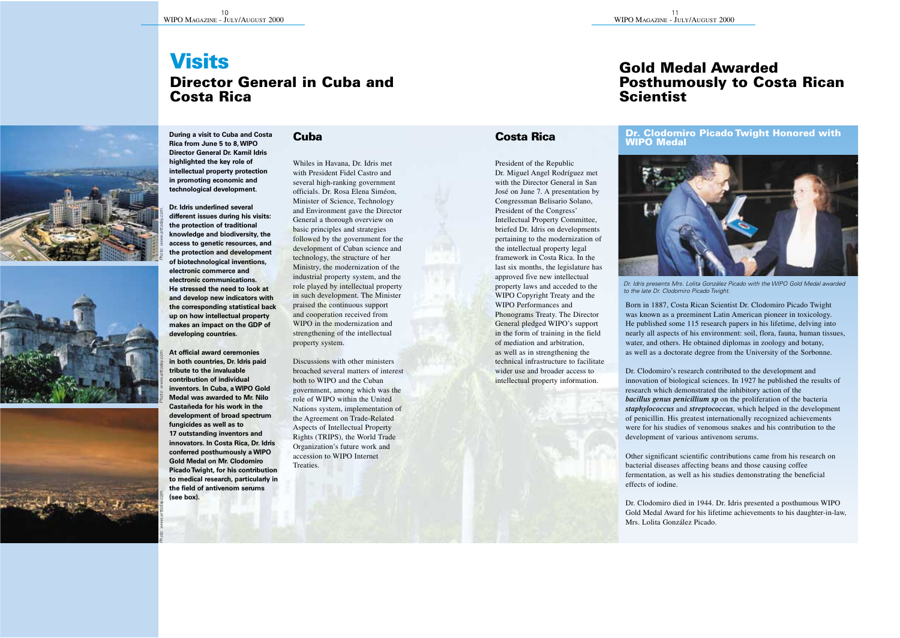# Visits

## Director General in Cuba and Costa Rica

**During a visit to Cuba and Costa Rica from June 5 to 8, WIPO Director General Dr. Kamil Idris highlighted the key role of intellectual property protection in promoting economic and technological development.**

**Dr. Idris underlined several different issues during his visits: the protection of traditional knowledge and biodiversity, the access to genetic resources, and the protection and development of biotechnological inventions, electronic commerce and electronic communications. He stressed the need to look at and develop new indicators with the corresponding statistical back up on how intellectual property makes an impact on the GDP of developing countries.**

**At official award ceremonies in both countries, Dr. Idris paid tribute to the invaluable contribution of individual inventors. In Cuba, a WIPO Gold Medal was awarded to Mr. Nilo Castañeda for his work in the development of broad spectrum fungicides as well as to 17 outstanding inventors and innovators. In Costa Rica, Dr. Idris conferred posthumously a WIPO Gold Medal on Mr. Clodomiro Picado Twight, for his contribution to medical research, particularly in the field of antivenom serums (see box).**

*Photo: www.arttoday.com*

*Photo: www.arttoday.com*

*Photo: www.arttoday.com*

### Cuba

Whiles in Havana, Dr. Idris met with President Fidel Castro and several high-ranking government officials. Dr. Rosa Elena Siméon, Minister of Science, Technology and Environment gave the Director General a thorough overview on basic principles and strategies followed by the government for the development of Cuban science and technology, the structure of her Ministry, the modernization of the industrial property system, and the role played by intellectual property in such development. The Minister praised the continuous support and cooperation received from WIPO in the modernization and strengthening of the intellectual property system.

Discussions with other ministers broached several matters of interest both to WIPO and the Cuban government, among which was the role of WIPO within the United Nations system, implementation of the Agreement on Trade-Related Aspects of Intellectual Property Rights (TRIPS), the World Trade Organization's future work and accession to WIPO Internet Treaties.

### Costa Rica

President of the Republic Dr. Miguel Angel Rodríguez met with the Director General in San José on June 7. A presentation by Congressman Belisario Solano, President of the Congress' Intellectual Property Committee, briefed Dr. Idris on developments pertaining to the modernization of the intellectual property legal framework in Costa Rica. In the last six months, the legislature has approved five new intellectual property laws and acceded to the WIPO Copyright Treaty and the WIPO Performances and Phonograms Treaty. The Director General pledged WIPO's support in the form of training in the field of mediation and arbitration, as well as in strengthening the technical infrastructure to facilitate wider use and broader access to intellectual property information.

# Gold Medal Awarded Posthumously to Costa Rican Scientist

### Dr. Clodomiro Picado Twight Honored with WIPO Medal

*Dr. Idris presents Mrs. Lolita González Picado with the WIPO Gold Medal awarded to the late Dr. Clodomiro Picado Twight.*

Born in 1887, Costa Rican Scientist Dr. Clodomiro Picado Twight was known as a preeminent Latin American pioneer in toxicology. He published some 115 research papers in his lifetime, delving into nearly all aspects of his environment: soil, flora, fauna, human tissues, water, and others. He obtained diplomas in zoology and botany, as well as a doctorate degree from the University of the Sorbonne.

Dr. Clodomiro's research contributed to the development and innovation of biological sciences. In 1927 he published the results of research which demonstrated the inhibitory action of the ***bacillus genus penicillium sp*** on the proliferation of the bacteria ***staphylococcus*** and ***streptococcus***, which helped in the development of penicillin. His greatest internationally recognized achievements were for his studies of venomous snakes and his contribution to the development of various antivenom serums.

Other significant scientific contributions came from his research on bacterial diseases affecting beans and those causing coffee fermentation, as well as his studies demonstrating the beneficial effects of iodine.

Dr. Clodomiro died in 1944. Dr. Idris presented a posthumous WIPO Gold Medal Award for his lifetime achievements to his daughter-in-law, Mrs. Lolita González Picado.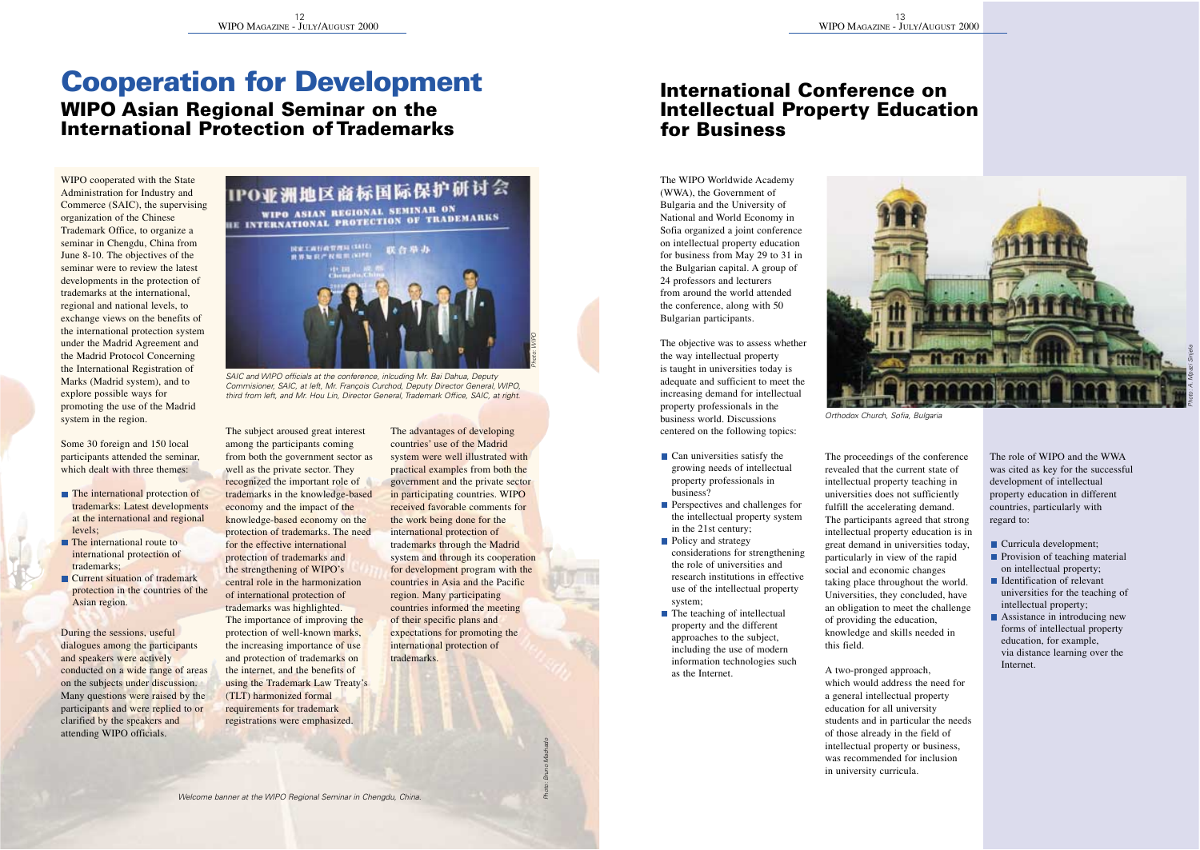# Cooperation for Development

## WIPO Asian Regional Seminar on the International Protection of Trademarks

WIPO cooperated with the State Administration for Industry and Commerce (SAIC), the supervising organization of the Chinese Trademark Office, to organize a seminar in Chengdu, China from June 8-10. The objectives of the seminar were to review the latest developments in the protection of trademarks at the international, regional and national levels, to exchange views on the benefits of the international protection system under the Madrid Agreement and the Madrid Protocol Concerning the International Registration of Marks (Madrid system), and to explore possible ways for promoting the use of the Madrid system in the region.

Some 30 foreign and 150 local participants attended the seminar, which dealt with three themes:

- The international protection of trademarks: Latest developments at the international and regional levels;
- The international route to international protection of trademarks;
- Current situation of trademark protection in the countries of the Asian region.

During the sessions, useful dialogues among the participants and speakers were actively conducted on a wide range of areas on the subjects under discussion. Many questions were raised by the participants and were replied to or clarified by the speakers and attending WIPO officials.

*SAIC and WIPO officials at the conference, inlcuding Mr. Bai Dahua, Deputy Commisioner, SAIC, at left, Mr. François Curchod, Deputy Director General, WIPO, third from left, and Mr. Hou Lin, Director General, Trademark Office, SAIC, at right.*

*Photo: WIPO*

The subject aroused great interest among the participants coming from both the government sector as well as the private sector. They recognized the important role of trademarks in the knowledge-based economy and the impact of the knowledge-based economy on the protection of trademarks. The need for the effective international protection of trademarks and the strengthening of WIPO's central role in the harmonization of international protection of trademarks was highlighted. The importance of improving the protection of well-known marks, the increasing importance of use and protection of trademarks on the internet, and the benefits of using the Trademark Law Treaty's (TLT) harmonized formal requirements for trademark registrations were emphasized.

The advantages of developing countries' use of the Madrid system were well illustrated with practical examples from both the government and the private sector in participating countries. WIPO received favorable comments for the work being done for the international protection of trademarks through the Madrid system and through its cooperation for development program with the countries in Asia and the Pacific region. Many participating countries informed the meeting of their specific plans and expectations for promoting the international protection of trademarks.

*Welcome banner at the WIPO Regional Seminar in Chengdu, China.*

*Photo: Bruno Machado*

# International Conference on Intellectual Property Education for Business

The WIPO Worldwide Academy (WWA), the Government of Bulgaria and the University of National and World Economy in Sofia organized a joint conference on intellectual property education for business from May 29 to 31 in the Bulgarian capital. A group of 24 professors and lecturers from around the world attended the conference, along with 50 Bulgarian participants.

The objective was to assess whether the way intellectual property is taught in universities today is adequate and sufficient to meet the increasing demand for intellectual property professionals in the business world. Discussions centered on the following topics:

- Can universities satisfy the growing needs of intellectual property professionals in business?
- Perspectives and challenges for the intellectual property system in the 21st century;
- Policy and strategy considerations for strengthening the role of universities and research institutions in effective use of the intellectual property system;
- The teaching of intellectual property and the different approaches to the subject, including the use of modern information technologies such as the Internet.

*Orthodox Church, Sofia, Bulgaria*

*Photo: A. Mpazi Sinjela*

The proceedings of the conference revealed that the current state of intellectual property teaching in universities does not sufficiently fulfill the accelerating demand. The participants agreed that strong intellectual property education is in great demand in universities today, particularly in view of the rapid social and economic changes taking place throughout the world. Universities, they concluded, have an obligation to meet the challenge of providing the education, knowledge and skills needed in this field.

A two-pronged approach, which would address the need for a general intellectual property education for all university students and in particular the needs of those already in the field of intellectual property or business, was recommended for inclusion in university curricula.

The role of WIPO and the WWA was cited as key for the successful development of intellectual property education in different countries, particularly with regard to:

- Curricula development;
- Provision of teaching material on intellectual property;
- Identification of relevant universities for the teaching of intellectual property;
- Assistance in introducing new forms of intellectual property education, for example, via distance learning over the Internet.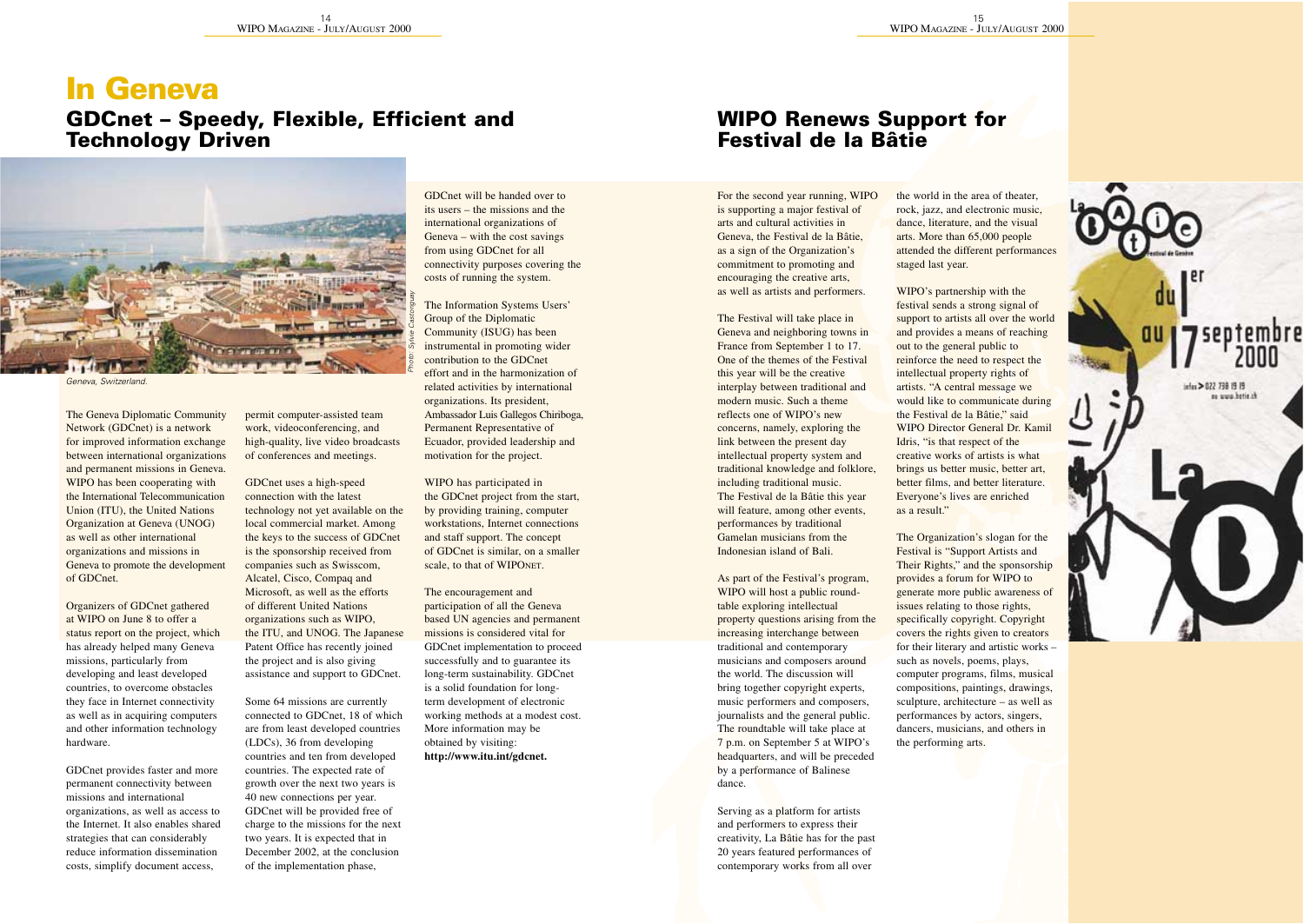# In Geneva

## GDCnet – Speedy, Flexible, Efficient and Technology Driven

Geneva, Switzerland.

Photo: Sylvie Castonguay

The Geneva Diplomatic Community Network (GDCnet) is a network for improved information exchange between international organizations and permanent missions in Geneva. WIPO has been cooperating with the International Telecommunication Union (ITU), the United Nations Organization at Geneva (UNOG) as well as other international organizations and missions in Geneva to promote the development of GDCnet.

Organizers of GDCnet gathered at WIPO on June 8 to offer a status report on the project, which has already helped many Geneva missions, particularly from developing and least developed countries, to overcome obstacles they face in Internet connectivity as well as in acquiring computers and other information technology hardware.

GDCnet provides faster and more permanent connectivity between missions and international organizations, as well as access to the Internet. It also enables shared strategies that can considerably reduce information dissemination costs, simplify document access, permit computer-assisted team work, videoconferencing, and high-quality, live video broadcasts of conferences and meetings.

GDCnet uses a high-speed connection with the latest technology not yet available on the local commercial market. Among the keys to the success of GDCnet is the sponsorship received from companies such as Swisscom, Alcatel, Cisco, Compaq and Microsoft, as well as the efforts of different United Nations organizations such as WIPO, the ITU, and UNOG. The Japanese Patent Office has recently joined the project and is also giving assistance and support to GDCnet.

Some 64 missions are currently connected to GDCnet, 18 of which are from least developed countries (LDCs), 36 from developing countries and ten from developed countries. The expected rate of growth over the next two years is 40 new connections per year. GDCnet will be provided free of charge to the missions for the next two years. It is expected that in December 2002, at the conclusion of the implementation phase, GDCnet will be handed over to its users – the missions and the international organizations of Geneva – with the cost savings from using GDCnet for all connectivity purposes covering the costs of running the system.

The Information Systems Users' Group of the Diplomatic Community (ISUG) has been instrumental in promoting wider contribution to the GDCnet effort and in the harmonization of related activities by international organizations. Its president, Ambassador Luis Gallegos Chiriboga, Permanent Representative of Ecuador, provided leadership and motivation for the project.

WIPO has participated in the GDCnet project from the start, by providing training, computer workstations, Internet connections and staff support. The concept of GDCnet is similar, on a smaller scale, to that of WIPONET.

The encouragement and participation of all the Geneva based UN agencies and permanent missions is considered vital for GDCnet implementation to proceed successfully and to guarantee its long-term sustainability. GDCnet is a solid foundation for long-term development of electronic working methods at a modest cost. More information may be obtained by visiting: **http://www.itu.int/gdcnet.**

## WIPO Renews Support for Festival de la Bâtie

For the second year running, WIPO is supporting a major festival of arts and cultural activities in Geneva, the Festival de la Bâtie, as a sign of the Organization's commitment to promoting and encouraging the creative arts, as well as artists and performers.

The Festival will take place in Geneva and neighboring towns in France from September 1 to 17. One of the themes of the Festival this year will be the creative interplay between traditional and modern music. Such a theme reflects one of WIPO's new concerns, namely, exploring the link between the present day intellectual property system and traditional knowledge and folklore, including traditional music. The Festival de la Bâtie this year will feature, among other events, performances by traditional Gamelan musicians from the Indonesian island of Bali.

As part of the Festival's program, WIPO will host a public round-table exploring intellectual property questions arising from the increasing interchange between traditional and contemporary musicians and composers around the world. The discussion will bring together copyright experts, music performers and composers, journalists and the general public. The roundtable will take place at 7 p.m. on September 5 at WIPO's headquarters, and will be preceded by a performance of Balinese dance.

Serving as a platform for artists and performers to express their creativity, La Bâtie has for the past 20 years featured performances of contemporary works from all over the world in the area of theater, rock, jazz, and electronic music, dance, literature, and the visual arts. More than 65,000 people attended the different performances staged last year.

WIPO's partnership with the festival sends a strong signal of support to artists all over the world and provides a means of reaching out to the general public to reinforce the need to respect the intellectual property rights of artists. "A central message we would like to communicate during the Festival de la Bâtie," said WIPO Director General Dr. Kamil Idris, "is that respect of the creative works of artists is what brings us better music, better art, better films, and better literature. Everyone's lives are enriched as a result."

The Organization's slogan for the Festival is "Support Artists and Their Rights," and the sponsorship provides a forum for WIPO to generate more public awareness of issues relating to those rights, specifically copyright. Copyright covers the rights given to creators for their literary and artistic works – such as novels, poems, plays, computer programs, films, musical compositions, paintings, drawings, sculpture, architecture – as well as performances by actors, singers, dancers, musicians, and others in the performing arts.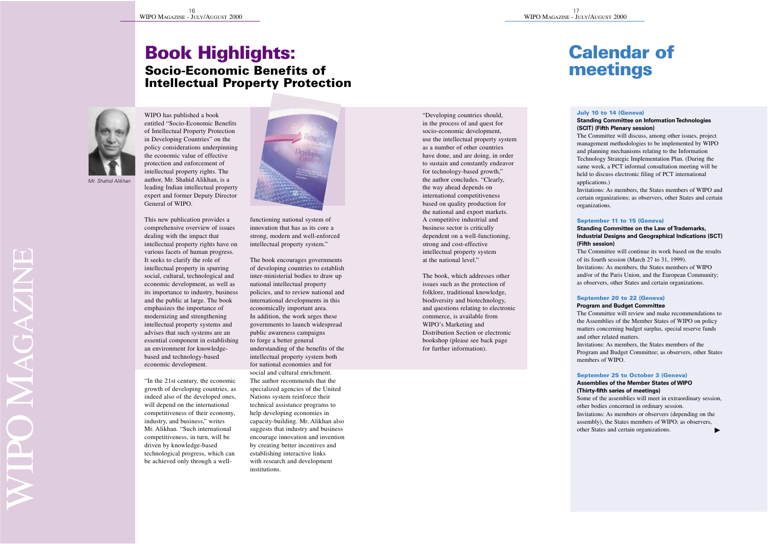# Book Highlights:

## Socio-Economic Benefits of Intellectual Property Protection

*Mr. Shahid Alikhan*

WIPO has published a book entitled "Socio-Economic Benefits of Intellectual Property Protection in Developing Countries" on the policy considerations underpinning the economic value of effective protection and enforcement of intellectual property rights. The author, Mr. Shahid Alikhan, is a leading Indian intellectual property expert and former Deputy Director General of WIPO.

This new publication provides a comprehensive overview of issues dealing with the impact that intellectual property rights have on various facets of human progress. It seeks to clarify the role of intellectual property in spurring social, cultural, technological and economic development, as well as its importance to industry, business and the public at large. The book emphasizes the importance of modernizing and strengthening intellectual property systems and advises that such systems are an essential component in establishing an environment for knowledge-based and technology-based economic development.

"In the 21st century, the economic growth of developing countries, as indeed also of the developed ones, will depend on the international competitiveness of their economy, industry, and business," writes Mr. Alikhan. "Such international competitiveness, in turn, will be driven by knowledge-based technological progress, which can be achieved only through a well-functioning national system of innovation that has as its core a strong, modern and well-enforced intellectual property system."

The book encourages governments of developing countries to establish inter-ministerial bodies to draw up national intellectual property policies, and to review national and international developments in this economically important area. In addition, the work urges these governments to launch widespread public awareness campaigns to forge a better general understanding of the benefits of the intellectual property system both for national economies and for social and cultural enrichment. The author recommends that the specialized agencies of the United Nations system reinforce their technical assistance programs to help developing economies in capacity-building. Mr. Alikhan also suggests that industry and business encourage innovation and invention by creating better incentives and establishing interactive links with research and development institutions.

"Developing countries should, in the process of and quest for socio-economic development, use the intellectual property system as a number of other countries have done, and are doing, in order to sustain and constantly endeavor for technology-based growth," the author concludes. "Clearly, the way ahead depends on international competitiveness based on quality production for the national and export markets. A competitive industrial and business sector is critically dependent on a well-functioning, strong and cost-effective intellectual property system at the national level."

The book, which addresses other issues such as the protection of folklore, traditional knowledge, biodiversity and biotechnology, and questions relating to electronic commerce, is available from WIPO's Marketing and Distribution Section or electronic bookshop (please see back page for further information).

# Calendar of meetings

**July 10 to 14 (Geneva)**

**Standing Committee on Information Technologies (SCIT) (Fifth Plenary session)**

The Committee will discuss, among other issues, project management methodologies to be implemented by WIPO and planning mechanisms relating to the Information Technology Strategic Implementation Plan. (During the same week, a PCT informal consultation meeting will be held to discuss electronic filing of PCT international applications.)

Invitations: As members, the States members of WIPO and certain organizations; as observers, other States and certain organizations.

**September 11 to 15 (Geneva)**

**Standing Committee on the Law of Trademarks, Industrial Designs and Geographical Indications (SCT) (Fifth session)**

The Committee will continue its work based on the results of its fourth session (March 27 to 31, 1999).

Invitations: As members, the States members of WIPO and/or of the Paris Union, and the European Community; as observers, other States and certain organizations.

**September 20 to 22 (Geneva)**

**Program and Budget Committee**

The Committee will review and make recommendations to the Assemblies of the Member States of WIPO on policy matters concerning budget surplus, special reserve funds and other related matters.

Invitations: As members, the States members of the Program and Budget Committee; as observers, other States members of WIPO.

**September 25 to October 3 (Geneva)**

**Assemblies of the Member States of WIPO (Thirty-fifth series of meetings)**

Some of the assemblies will meet in extraordinary session, other bodies concerned in ordinary session.

Invitations: As members or observers (depending on the assembly), the States members of WIPO; as observers, other States and certain organizations.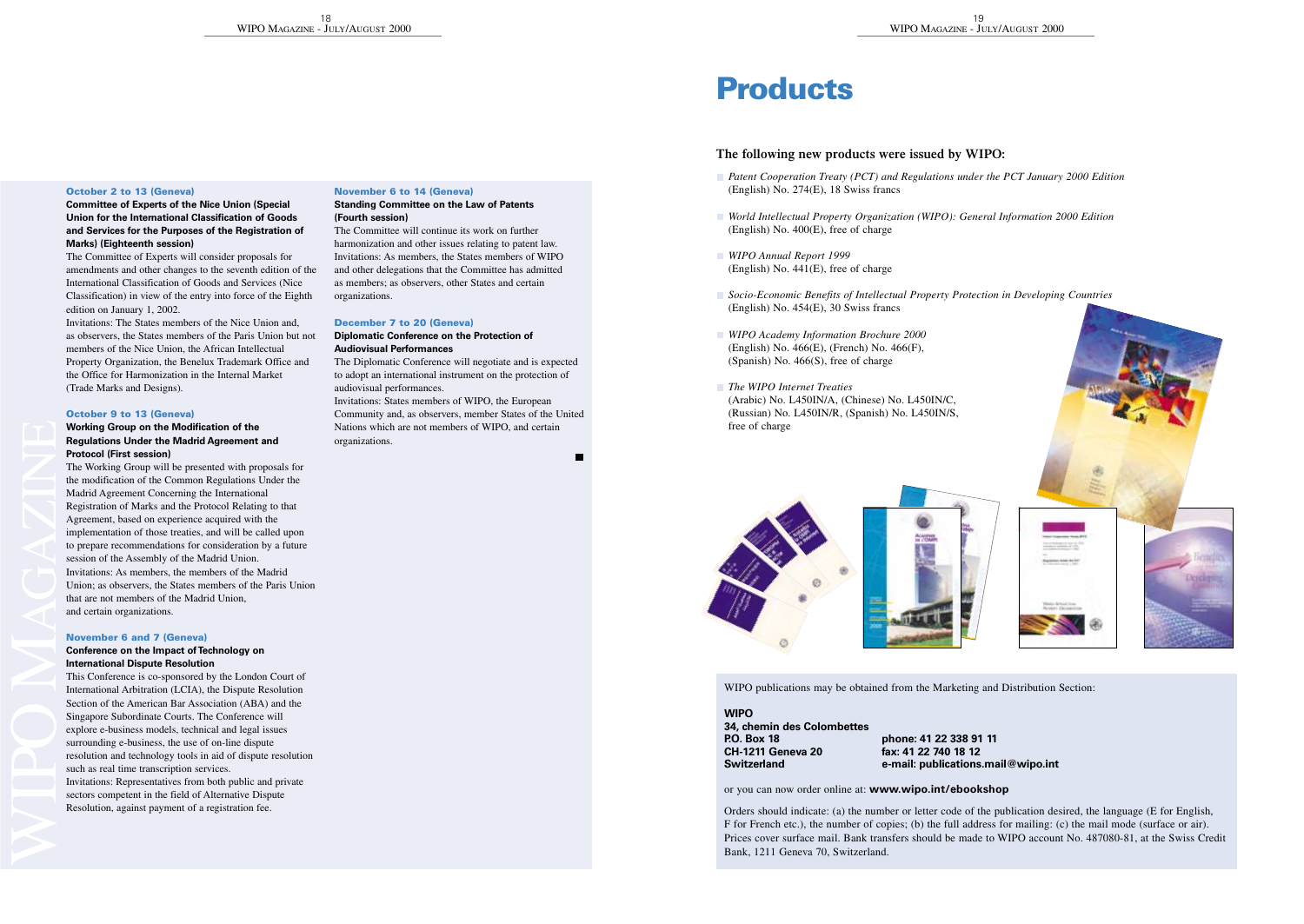**October 2 to 13 (Geneva)**

**Committee of Experts of the Nice Union (Special Union for the International Classification of Goods and Services for the Purposes of the Registration of Marks) (Eighteenth session)**

The Committee of Experts will consider proposals for amendments and other changes to the seventh edition of the International Classification of Goods and Services (Nice Classification) in view of the entry into force of the Eighth edition on January 1, 2002.

Invitations: The States members of the Nice Union and, as observers, the States members of the Paris Union but not members of the Nice Union, the African Intellectual Property Organization, the Benelux Trademark Office and the Office for Harmonization in the Internal Market (Trade Marks and Designs).

**October 9 to 13 (Geneva)**

**Working Group on the Modification of the Regulations Under the Madrid Agreement and Protocol (First session)**

The Working Group will be presented with proposals for the modification of the Common Regulations Under the Madrid Agreement Concerning the International Registration of Marks and the Protocol Relating to that Agreement, based on experience acquired with the implementation of those treaties, and will be called upon to prepare recommendations for consideration by a future session of the Assembly of the Madrid Union.

Invitations: As members, the members of the Madrid Union; as observers, the States members of the Paris Union that are not members of the Madrid Union, and certain organizations.

**November 6 and 7 (Geneva)**

**Conference on the Impact of Technology on International Dispute Resolution**

This Conference is co-sponsored by the London Court of International Arbitration (LCIA), the Dispute Resolution Section of the American Bar Association (ABA) and the Singapore Subordinate Courts. The Conference will explore e-business models, technical and legal issues surrounding e-business, the use of on-line dispute resolution and technology tools in aid of dispute resolution such as real time transcription services.

Invitations: Representatives from both public and private sectors competent in the field of Alternative Dispute Resolution, against payment of a registration fee.

**November 6 to 14 (Geneva)**

**Standing Committee on the Law of Patents (Fourth session)**

The Committee will continue its work on further harmonization and other issues relating to patent law.

Invitations: As members, the States members of WIPO and other delegations that the Committee has admitted as members; as observers, other States and certain organizations.

**December 7 to 20 (Geneva)**

**Diplomatic Conference on the Protection of Audiovisual Performances**

The Diplomatic Conference will negotiate and is expected to adopt an international instrument on the protection of audiovisual performances.

Invitations: States members of WIPO, the European Community and, as observers, member States of the United Nations which are not members of WIPO, and certain organizations.

# Products

### The following new products were issued by WIPO:

- *Patent Cooperation Treaty (PCT) and Regulations under the PCT January 2000 Edition* (English) No. 274(E), 18 Swiss francs
- *World Intellectual Property Organization (WIPO): General Information 2000 Edition* (English) No. 400(E), free of charge
- *WIPO Annual Report 1999* (English) No. 441(E), free of charge
- *Socio-Economic Benefits of Intellectual Property Protection in Developing Countries* (English) No. 454(E), 30 Swiss francs
- *WIPO Academy Information Brochure 2000* (English) No. 466(E), (French) No. 466(F), (Spanish) No. 466(S), free of charge
- *The WIPO Internet Treaties* (Arabic) No. L450IN/A, (Chinese) No. L450IN/C, (Russian) No. L450IN/R, (Spanish) No. L450IN/S, free of charge

WIPO publications may be obtained from the Marketing and Distribution Section:

**WIPO**
**34, chemin des Colombettes**
**P.O. Box 18**
**CH-1211 Geneva 20**
**Switzerland**

**phone: 41 22 338 91 11**
**fax: 41 22 740 18 12**
**e-mail: publications.mail@wipo.int**

or you can now order online at: **www.wipo.int/ebookshop**

Orders should indicate: (a) the number or letter code of the publication desired, the language (E for English, F for French etc.), the number of copies; (b) the full address for mailing: (c) the mail mode (surface or air). Prices cover surface mail. Bank transfers should be made to WIPO account No. 487080-81, at the Swiss Credit Bank, 1211 Geneva 70, Switzerland.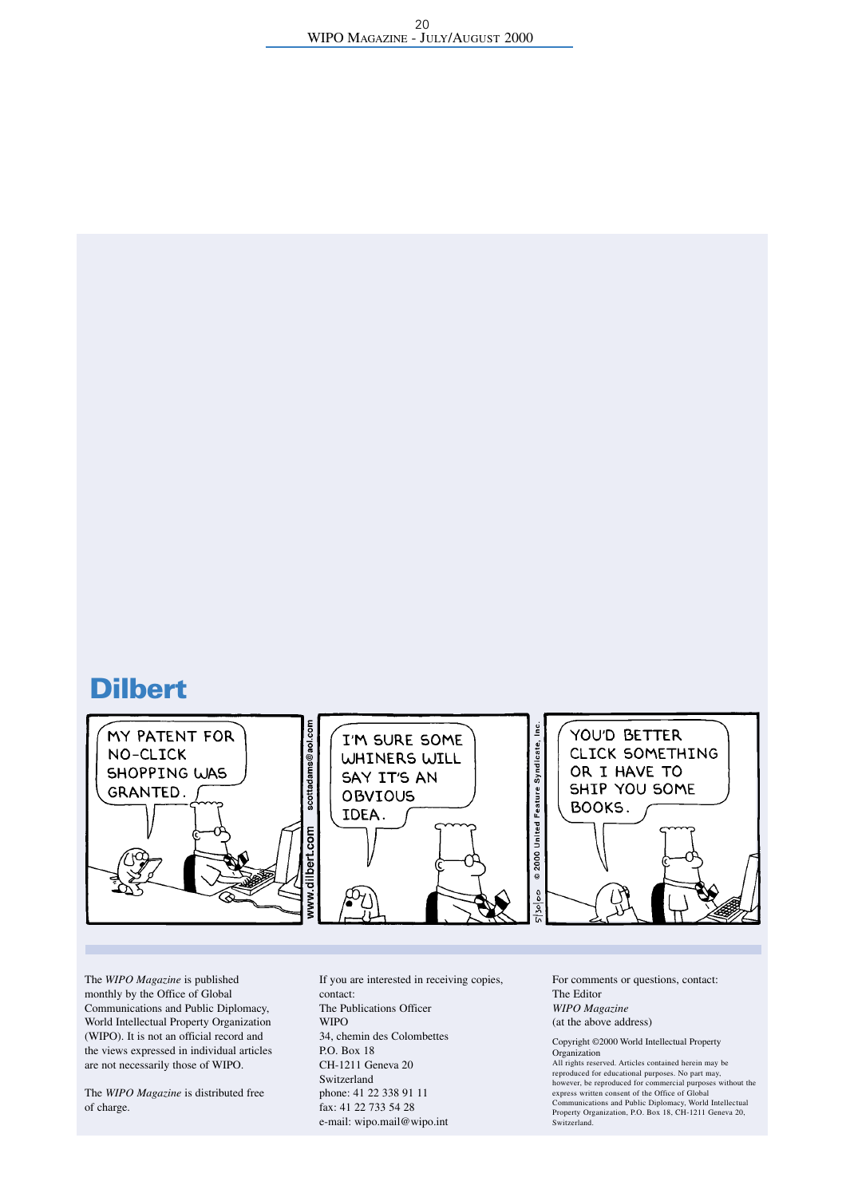## Dilbert

MY PATENT FOR NO-CLICK SHOPPING WAS GRANTED.

I'M SURE SOME WHINERS WILL SAY IT'S AN OBVIOUS IDEA.

YOU'D BETTER CLICK SOMETHING OR I HAVE TO SHIP YOU SOME BOOKS.

scottadams@aol.com www.dilbert.com © 2000 United Feature Syndicate, Inc. 5/30/00

The *WIPO Magazine* is published monthly by the Office of Global Communications and Public Diplomacy, World Intellectual Property Organization (WIPO). It is not an official record and the views expressed in individual articles are not necessarily those of WIPO.

The *WIPO Magazine* is distributed free of charge.

If you are interested in receiving copies, contact:
The Publications Officer
WIPO
34, chemin des Colombettes
P.O. Box 18
CH-1211 Geneva 20
Switzerland
phone: 41 22 338 91 11
fax: 41 22 733 54 28
e-mail: wipo.mail@wipo.int

For comments or questions, contact:
The Editor
*WIPO Magazine*
(at the above address)

Copyright ©2000 World Intellectual Property Organization
All rights reserved. Articles contained herein may be reproduced for educational purposes. No part may, however, be reproduced for commercial purposes without the express written consent of the Office of Global Communications and Public Diplomacy, World Intellectual Property Organization, P.O. Box 18, CH-1211 Geneva 20, Switzerland.